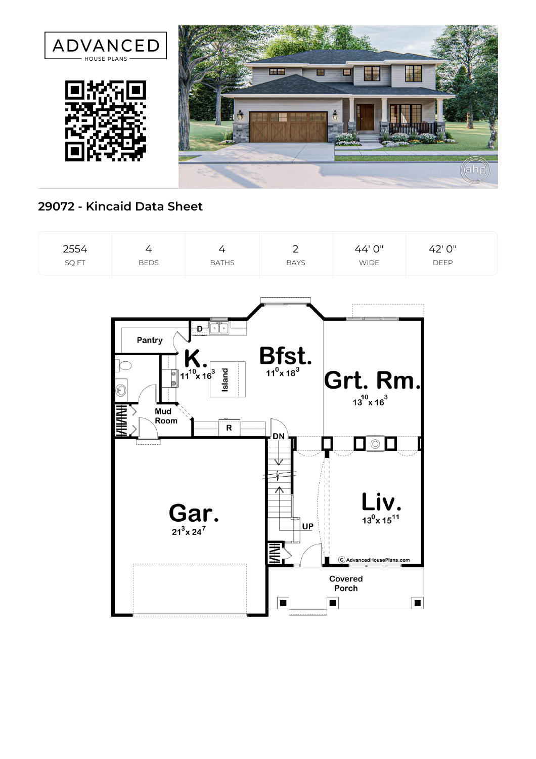ADVANCED

HOUSE PLANS

## 29072 - Kincaid Data Sheet

| 2554 | 4 | 4 | 2 | 44' 0" | 42' 0" |
|---|---|---|---|---|---|
| SQ FT | BEDS | BATHS | BAYS | WIDE | DEEP |

Pantry

D

K.
$11^{10}$ x $16^{3}$

Island

Bfst.
$11^{0}$ x $18^{3}$

Grt. Rm.
$13^{10}$ x $16^{3}$

Mud Room

R

DN

UP

Gar.
$21^{3}$ x $24^{7}$

Liv.
$13^{0}$ x $15^{11}$

© AdvancedHousePlans.com

Covered Porch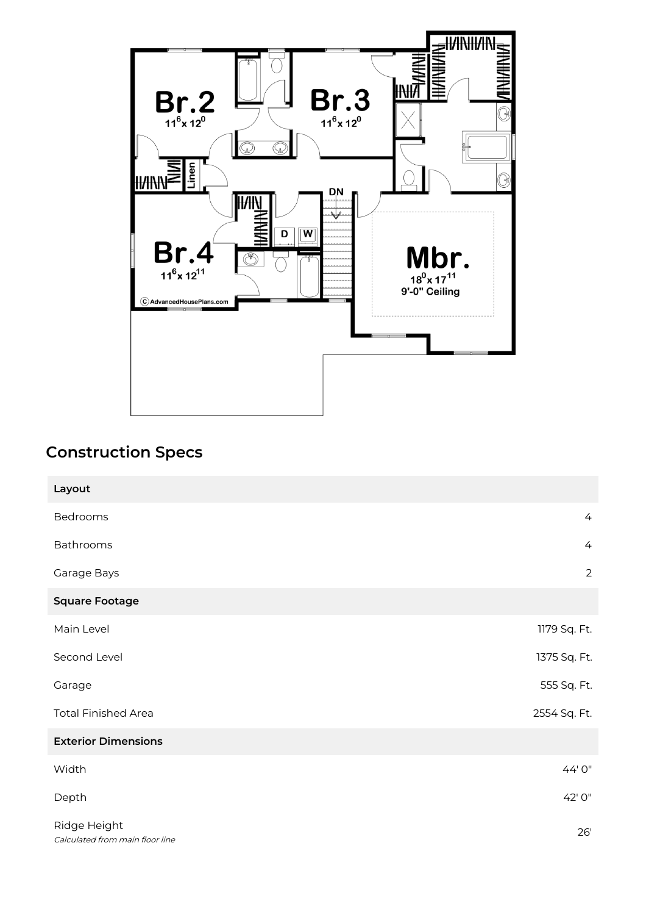## Construction Specs

| Layout | |
|---|---|
| Bedrooms | 4 |
| Bathrooms | 4 |
| Garage Bays | 2 |
| **Square Footage** | |
| Main Level | 1179 Sq. Ft. |
| Second Level | 1375 Sq. Ft. |
| Garage | 555 Sq. Ft. |
| Total Finished Area | 2554 Sq. Ft. |
| **Exterior Dimensions** | |
| Width | 44' 0" |
| Depth | 42' 0" |
| Ridge Height *Calculated from main floor line* | 26' |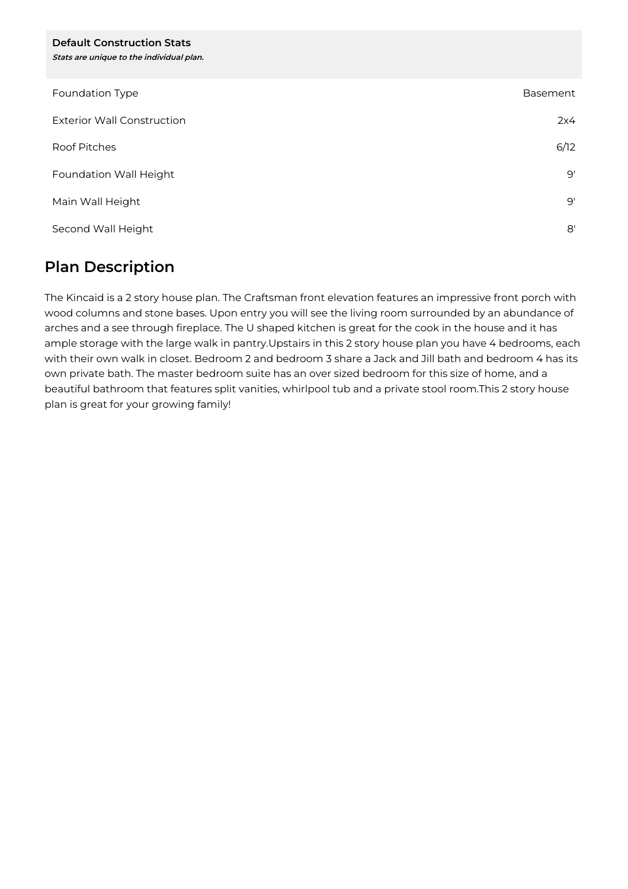| **Default Construction Stats**<br>***Stats are unique to the individual plan.*** | |
| --- | --- |
| Foundation Type | Basement |
| Exterior Wall Construction | 2x4 |
| Roof Pitches | 6/12 |
| Foundation Wall Height | 9' |
| Main Wall Height | 9' |
| Second Wall Height | 8' |

## Plan Description

The Kincaid is a 2 story house plan. The Craftsman front elevation features an impressive front porch with wood columns and stone bases. Upon entry you will see the living room surrounded by an abundance of arches and a see through fireplace. The U shaped kitchen is great for the cook in the house and it has ample storage with the large walk in pantry.Upstairs in this 2 story house plan you have 4 bedrooms, each with their own walk in closet. Bedroom 2 and bedroom 3 share a Jack and Jill bath and bedroom 4 has its own private bath. The master bedroom suite has an over sized bedroom for this size of home, and a beautiful bathroom that features split vanities, whirlpool tub and a private stool room.This 2 story house plan is great for your growing family!